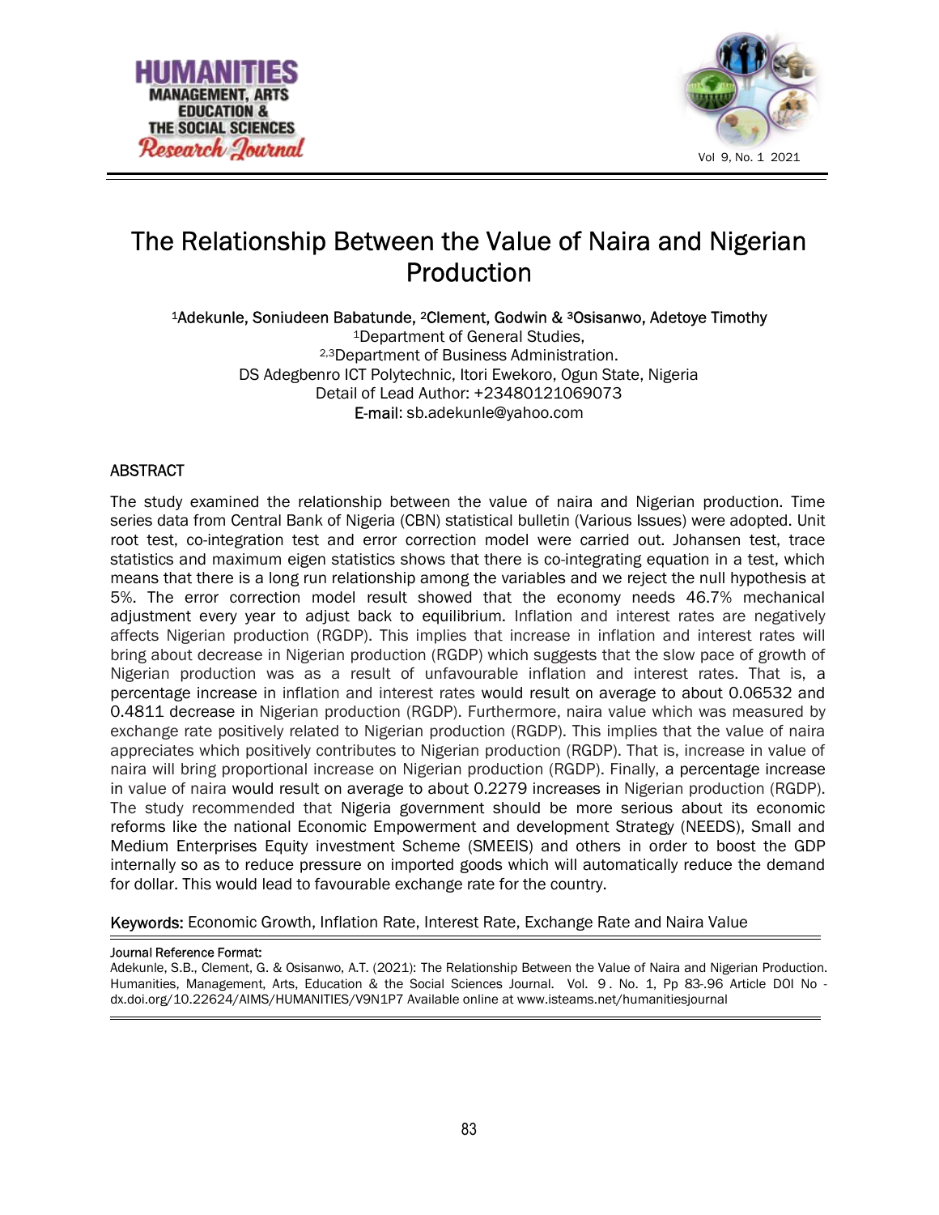# The Relationship Between the Value of Naira and Nigerian Production

[1]Adekunle, Soniudeen Babatunde, [2]Clement, Godwin & [3]Osisanwo, Adetoye Timothy

[1]Department of General Studies,
[2,3]Department of Business Administration.
DS Adegbenro ICT Polytechnic, Itori Ewekoro, Ogun State, Nigeria
Detail of Lead Author: +23480121069073
E-mail: sb.adekunle@yahoo.com

## ABSTRACT

The study examined the relationship between the value of naira and Nigerian production. Time series data from Central Bank of Nigeria (CBN) statistical bulletin (Various Issues) were adopted. Unit root test, co-integration test and error correction model were carried out. Johansen test, trace statistics and maximum eigen statistics shows that there is co-integrating equation in a test, which means that there is a long run relationship among the variables and we reject the null hypothesis at 5%. The error correction model result showed that the economy needs 46.7% mechanical adjustment every year to adjust back to equilibrium. Inflation and interest rates are negatively affects Nigerian production (RGDP). This implies that increase in inflation and interest rates will bring about decrease in Nigerian production (RGDP) which suggests that the slow pace of growth of Nigerian production was as a result of unfavourable inflation and interest rates. That is, a percentage increase in inflation and interest rates would result on average to about 0.06532 and 0.4811 decrease in Nigerian production (RGDP). Furthermore, naira value which was measured by exchange rate positively related to Nigerian production (RGDP). This implies that the value of naira appreciates which positively contributes to Nigerian production (RGDP). That is, increase in value of naira will bring proportional increase on Nigerian production (RGDP). Finally, a percentage increase in value of naira would result on average to about 0.2279 increases in Nigerian production (RGDP). The study recommended that Nigeria government should be more serious about its economic reforms like the national Economic Empowerment and development Strategy (NEEDS), Small and Medium Enterprises Equity investment Scheme (SMEEIS) and others in order to boost the GDP internally so as to reduce pressure on imported goods which will automatically reduce the demand for dollar. This would lead to favourable exchange rate for the country.

**Keywords:** Economic Growth, Inflation Rate, Interest Rate, Exchange Rate and Naira Value

---

**Journal Reference Format:**
Adekunle, S.B., Clement, G. & Osisanwo, A.T. (2021): The Relationship Between the Value of Naira and Nigerian Production. Humanities, Management, Arts, Education & the Social Sciences Journal. Vol. 9 . No. 1, Pp 83-.96 Article DOI No - dx.doi.org/10.22624/AIMS/HUMANITIES/V9N1P7 Available online at www.isteams.net/humanitiesjournal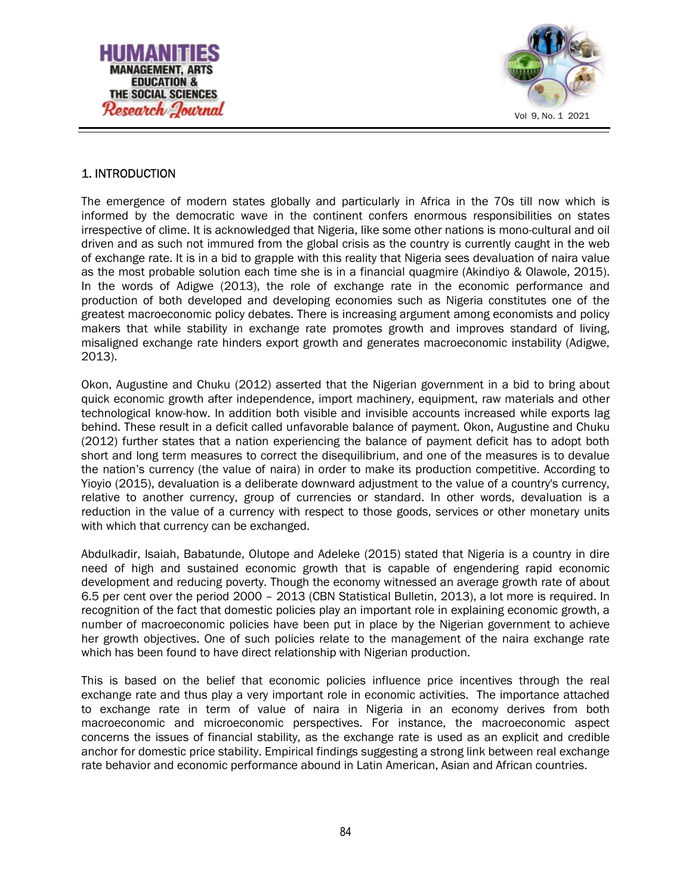## 1. INTRODUCTION

The emergence of modern states globally and particularly in Africa in the 70s till now which is informed by the democratic wave in the continent confers enormous responsibilities on states irrespective of clime. It is acknowledged that Nigeria, like some other nations is mono-cultural and oil driven and as such not immured from the global crisis as the country is currently caught in the web of exchange rate. It is in a bid to grapple with this reality that Nigeria sees devaluation of naira value as the most probable solution each time she is in a financial quagmire (Akindiyo & Olawole, 2015). In the words of Adigwe (2013), the role of exchange rate in the economic performance and production of both developed and developing economies such as Nigeria constitutes one of the greatest macroeconomic policy debates. There is increasing argument among economists and policy makers that while stability in exchange rate promotes growth and improves standard of living, misaligned exchange rate hinders export growth and generates macroeconomic instability (Adigwe, 2013).

Okon, Augustine and Chuku (2012) asserted that the Nigerian government in a bid to bring about quick economic growth after independence, import machinery, equipment, raw materials and other technological know-how. In addition both visible and invisible accounts increased while exports lag behind. These result in a deficit called unfavorable balance of payment. Okon, Augustine and Chuku (2012) further states that a nation experiencing the balance of payment deficit has to adopt both short and long term measures to correct the disequilibrium, and one of the measures is to devalue the nation's currency (the value of naira) in order to make its production competitive. According to Yioyio (2015), devaluation is a deliberate downward adjustment to the value of a country's currency, relative to another currency, group of currencies or standard. In other words, devaluation is a reduction in the value of a currency with respect to those goods, services or other monetary units with which that currency can be exchanged.

Abdulkadir, Isaiah, Babatunde, Olutope and Adeleke (2015) stated that Nigeria is a country in dire need of high and sustained economic growth that is capable of engendering rapid economic development and reducing poverty. Though the economy witnessed an average growth rate of about 6.5 per cent over the period 2000 – 2013 (CBN Statistical Bulletin, 2013), a lot more is required. In recognition of the fact that domestic policies play an important role in explaining economic growth, a number of macroeconomic policies have been put in place by the Nigerian government to achieve her growth objectives. One of such policies relate to the management of the naira exchange rate which has been found to have direct relationship with Nigerian production.

This is based on the belief that economic policies influence price incentives through the real exchange rate and thus play a very important role in economic activities. The importance attached to exchange rate in term of value of naira in Nigeria in an economy derives from both macroeconomic and microeconomic perspectives. For instance, the macroeconomic aspect concerns the issues of financial stability, as the exchange rate is used as an explicit and credible anchor for domestic price stability. Empirical findings suggesting a strong link between real exchange rate behavior and economic performance abound in Latin American, Asian and African countries.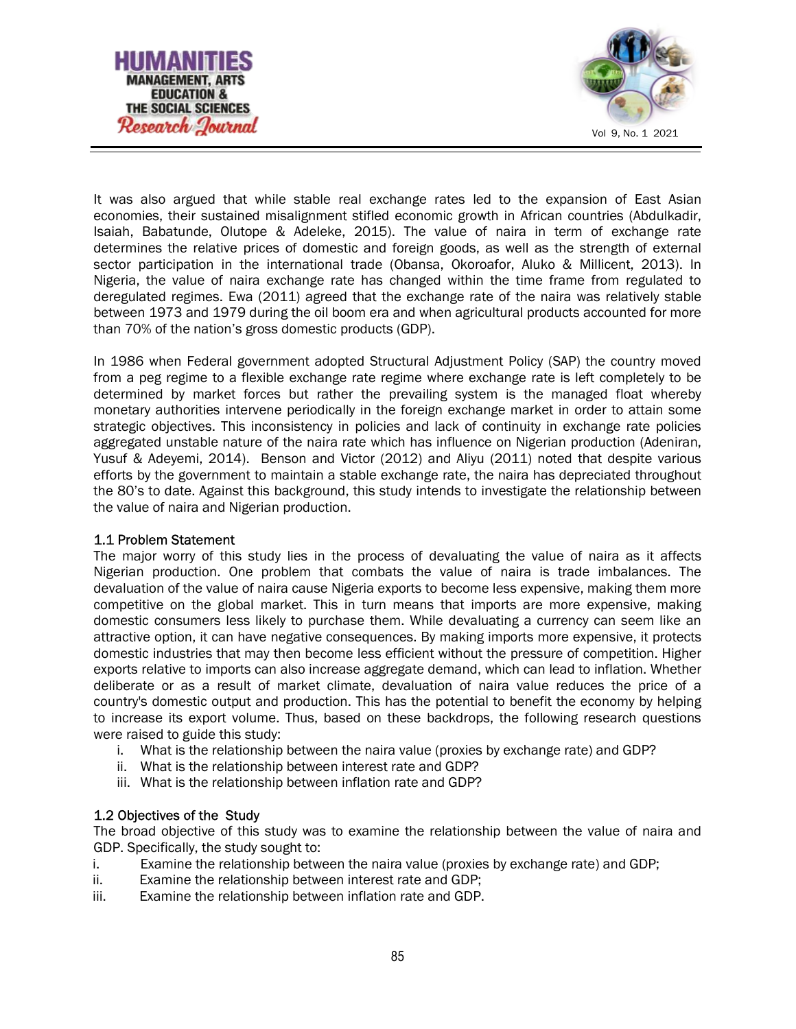It was also argued that while stable real exchange rates led to the expansion of East Asian economies, their sustained misalignment stifled economic growth in African countries (Abdulkadir, Isaiah, Babatunde, Olutope & Adeleke, 2015). The value of naira in term of exchange rate determines the relative prices of domestic and foreign goods, as well as the strength of external sector participation in the international trade (Obansa, Okoroafor, Aluko & Millicent, 2013). In Nigeria, the value of naira exchange rate has changed within the time frame from regulated to deregulated regimes. Ewa (2011) agreed that the exchange rate of the naira was relatively stable between 1973 and 1979 during the oil boom era and when agricultural products accounted for more than 70% of the nation's gross domestic products (GDP).

In 1986 when Federal government adopted Structural Adjustment Policy (SAP) the country moved from a peg regime to a flexible exchange rate regime where exchange rate is left completely to be determined by market forces but rather the prevailing system is the managed float whereby monetary authorities intervene periodically in the foreign exchange market in order to attain some strategic objectives. This inconsistency in policies and lack of continuity in exchange rate policies aggregated unstable nature of the naira rate which has influence on Nigerian production (Adeniran, Yusuf & Adeyemi, 2014). Benson and Victor (2012) and Aliyu (2011) noted that despite various efforts by the government to maintain a stable exchange rate, the naira has depreciated throughout the 80's to date. Against this background, this study intends to investigate the relationship between the value of naira and Nigerian production.

## 1.1 Problem Statement

The major worry of this study lies in the process of devaluating the value of naira as it affects Nigerian production. One problem that combats the value of naira is trade imbalances. The devaluation of the value of naira cause Nigeria exports to become less expensive, making them more competitive on the global market. This in turn means that imports are more expensive, making domestic consumers less likely to purchase them. While devaluating a currency can seem like an attractive option, it can have negative consequences. By making imports more expensive, it protects domestic industries that may then become less efficient without the pressure of competition. Higher exports relative to imports can also increase aggregate demand, which can lead to inflation. Whether deliberate or as a result of market climate, devaluation of naira value reduces the price of a country's domestic output and production. This has the potential to benefit the economy by helping to increase its export volume. Thus, based on these backdrops, the following research questions were raised to guide this study:

i. What is the relationship between the naira value (proxies by exchange rate) and GDP?
ii. What is the relationship between interest rate and GDP?
iii. What is the relationship between inflation rate and GDP?

## 1.2 Objectives of the Study

The broad objective of this study was to examine the relationship between the value of naira and GDP. Specifically, the study sought to:

i. Examine the relationship between the naira value (proxies by exchange rate) and GDP;
ii. Examine the relationship between interest rate and GDP;
iii. Examine the relationship between inflation rate and GDP.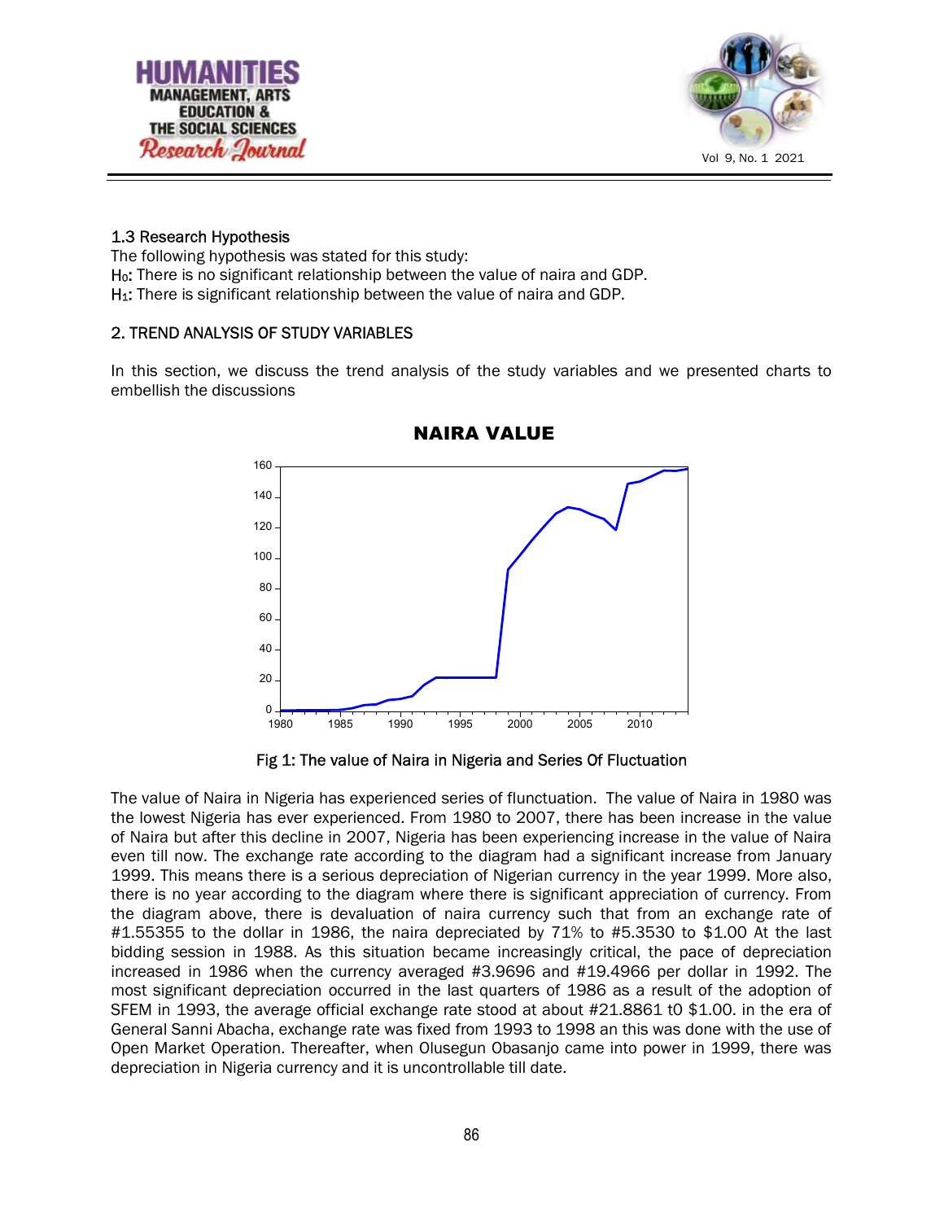### 1.3 Research Hypothesis

The following hypothesis was stated for this study:

$H_0$: There is no significant relationship between the value of naira and GDP.

$H_1$: There is significant relationship between the value of naira and GDP.

## 2. TREND ANALYSIS OF STUDY VARIABLES

In this section, we discuss the trend analysis of the study variables and we presented charts to embellish the discussions

Fig 1: The value of Naira in Nigeria and Series Of Fluctuation

The value of Naira in Nigeria has experienced series of flunctuation. The value of Naira in 1980 was the lowest Nigeria has ever experienced. From 1980 to 2007, there has been increase in the value of Naira but after this decline in 2007, Nigeria has been experiencing increase in the value of Naira even till now. The exchange rate according to the diagram had a significant increase from January 1999. This means there is a serious depreciation of Nigerian currency in the year 1999. More also, there is no year according to the diagram where there is significant appreciation of currency. From the diagram above, there is devaluation of naira currency such that from an exchange rate of #1.55355 to the dollar in 1986, the naira depreciated by 71% to #5.3530 to $1.00 At the last bidding session in 1988. As this situation became increasingly critical, the pace of depreciation increased in 1986 when the currency averaged #3.9696 and #19.4966 per dollar in 1992. The most significant depreciation occurred in the last quarters of 1986 as a result of the adoption of SFEM in 1993, the average official exchange rate stood at about #21.8861 t0 $1.00. in the era of General Sanni Abacha, exchange rate was fixed from 1993 to 1998 an this was done with the use of Open Market Operation. Thereafter, when Olusegun Obasanjo came into power in 1999, there was depreciation in Nigeria currency and it is uncontrollable till date.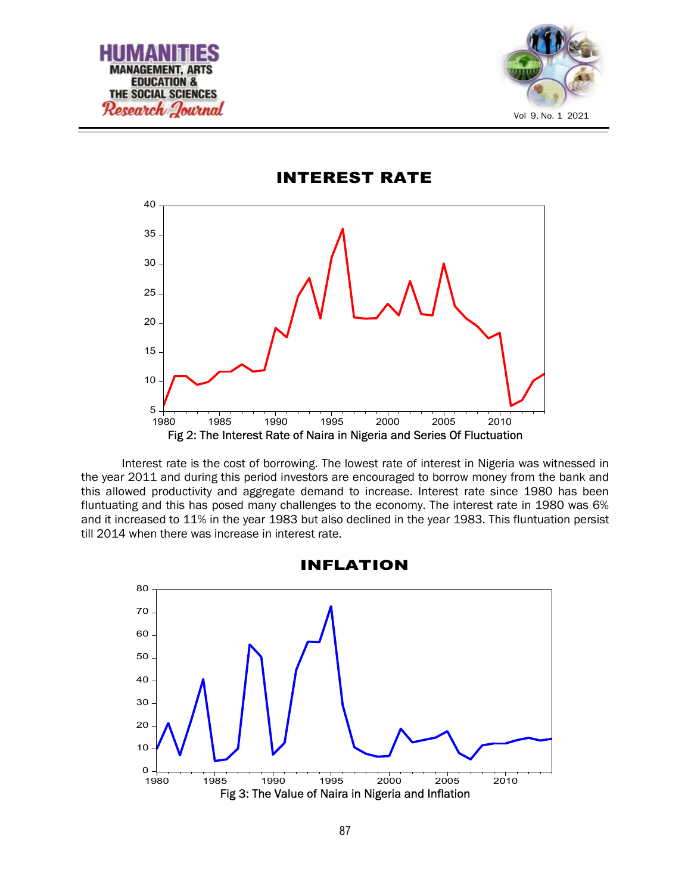## INTEREST RATE

Fig 2: The Interest Rate of Naira in Nigeria and Series Of Fluctuation

Interest rate is the cost of borrowing. The lowest rate of interest in Nigeria was witnessed in the year 2011 and during this period investors are encouraged to borrow money from the bank and this allowed productivity and aggregate demand to increase. Interest rate since 1980 has been fluntuating and this has posed many challenges to the economy. The interest rate in 1980 was 6% and it increased to 11% in the year 1983 but also declined in the year 1983. This fluntuation persist till 2014 when there was increase in interest rate.

## INFLATION

Fig 3: The Value of Naira in Nigeria and Inflation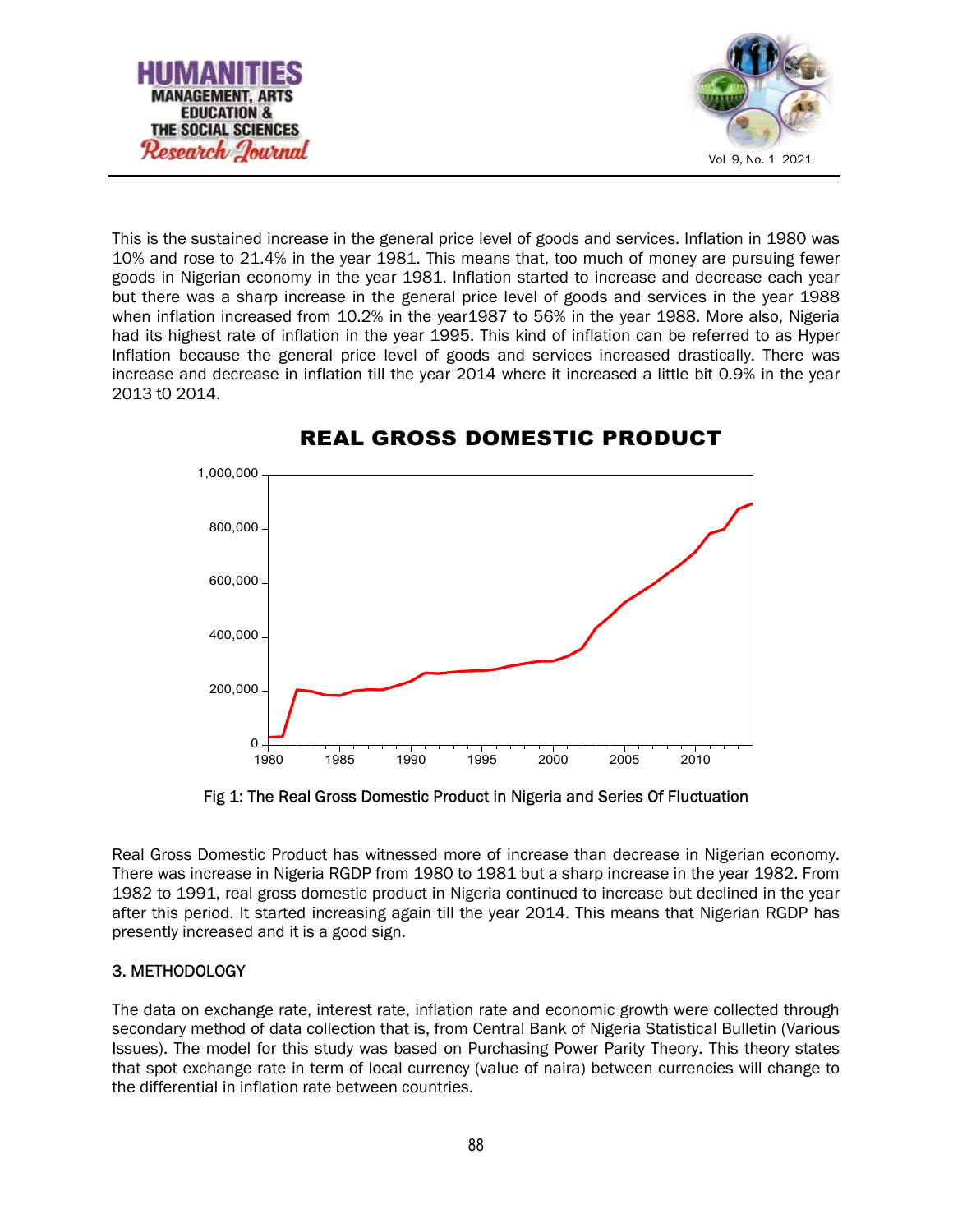This is the sustained increase in the general price level of goods and services. Inflation in 1980 was 10% and rose to 21.4% in the year 1981. This means that, too much of money are pursuing fewer goods in Nigerian economy in the year 1981. Inflation started to increase and decrease each year but there was a sharp increase in the general price level of goods and services in the year 1988 when inflation increased from 10.2% in the year1987 to 56% in the year 1988. More also, Nigeria had its highest rate of inflation in the year 1995. This kind of inflation can be referred to as Hyper Inflation because the general price level of goods and services increased drastically. There was increase and decrease in inflation till the year 2014 where it increased a little bit 0.9% in the year 2013 t0 2014.

Fig 1: The Real Gross Domestic Product in Nigeria and Series Of Fluctuation

Real Gross Domestic Product has witnessed more of increase than decrease in Nigerian economy. There was increase in Nigeria RGDP from 1980 to 1981 but a sharp increase in the year 1982. From 1982 to 1991, real gross domestic product in Nigeria continued to increase but declined in the year after this period. It started increasing again till the year 2014. This means that Nigerian RGDP has presently increased and it is a good sign.

## 3. METHODOLOGY

The data on exchange rate, interest rate, inflation rate and economic growth were collected through secondary method of data collection that is, from Central Bank of Nigeria Statistical Bulletin (Various Issues). The model for this study was based on Purchasing Power Parity Theory. This theory states that spot exchange rate in term of local currency (value of naira) between currencies will change to the differential in inflation rate between countries.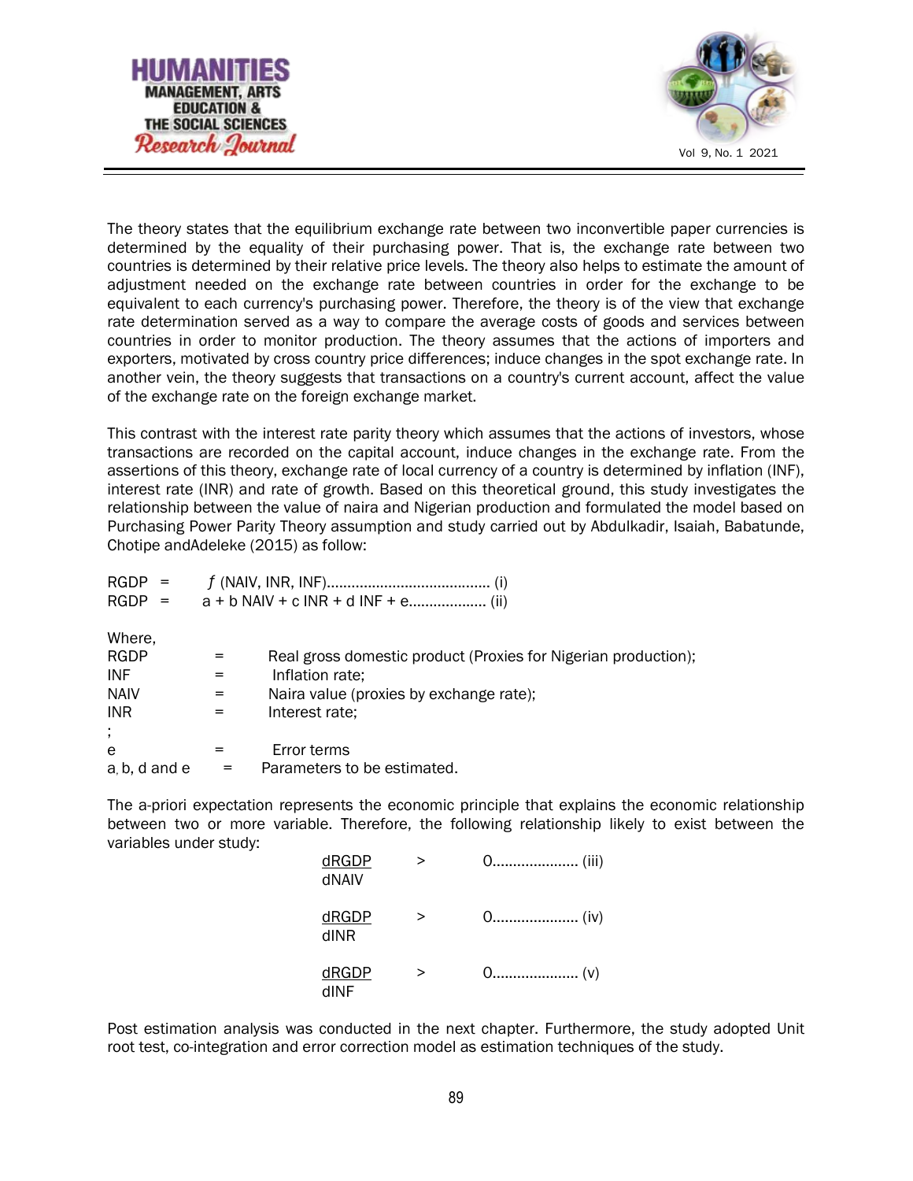The theory states that the equilibrium exchange rate between two inconvertible paper currencies is determined by the equality of their purchasing power. That is, the exchange rate between two countries is determined by their relative price levels. The theory also helps to estimate the amount of adjustment needed on the exchange rate between countries in order for the exchange to be equivalent to each currency's purchasing power. Therefore, the theory is of the view that exchange rate determination served as a way to compare the average costs of goods and services between countries in order to monitor production. The theory assumes that the actions of importers and exporters, motivated by cross country price differences; induce changes in the spot exchange rate. In another vein, the theory suggests that transactions on a country's current account, affect the value of the exchange rate on the foreign exchange market.

This contrast with the interest rate parity theory which assumes that the actions of investors, whose transactions are recorded on the capital account, induce changes in the exchange rate. From the assertions of this theory, exchange rate of local currency of a country is determined by inflation (INF), interest rate (INR) and rate of growth. Based on this theoretical ground, this study investigates the relationship between the value of naira and Nigerian production and formulated the model based on Purchasing Power Parity Theory assumption and study carried out by Abdulkadir, Isaiah, Babatunde, Chotipe andAdeleke (2015) as follow:

$$RGDP = f(NAIV, INR, INF) \quad \text{.......................................... (i)}$$

$$RGDP = a + b\,NAIV + c\,INR + d\,INF + e \quad \text{.................. (ii)}$$

Where,

RGDP = Real gross domestic product (Proxies for Nigerian production);
INF = Inflation rate;
NAIV = Naira value (proxies by exchange rate);
INR = Interest rate;
;
e = Error terms
a, b, d and e = Parameters to be estimated.

The a-priori expectation represents the economic principle that explains the economic relationship between two or more variable. Therefore, the following relationship likely to exist between the variables under study:

$$\frac{dRGDP}{dNAIV} > 0 \quad \text{..................... (iii)}$$

$$\frac{dRGDP}{dINR} > 0 \quad \text{..................... (iv)}$$

$$\frac{dRGDP}{dINF} > 0 \quad \text{..................... (v)}$$

Post estimation analysis was conducted in the next chapter. Furthermore, the study adopted Unit root test, co-integration and error correction model as estimation techniques of the study.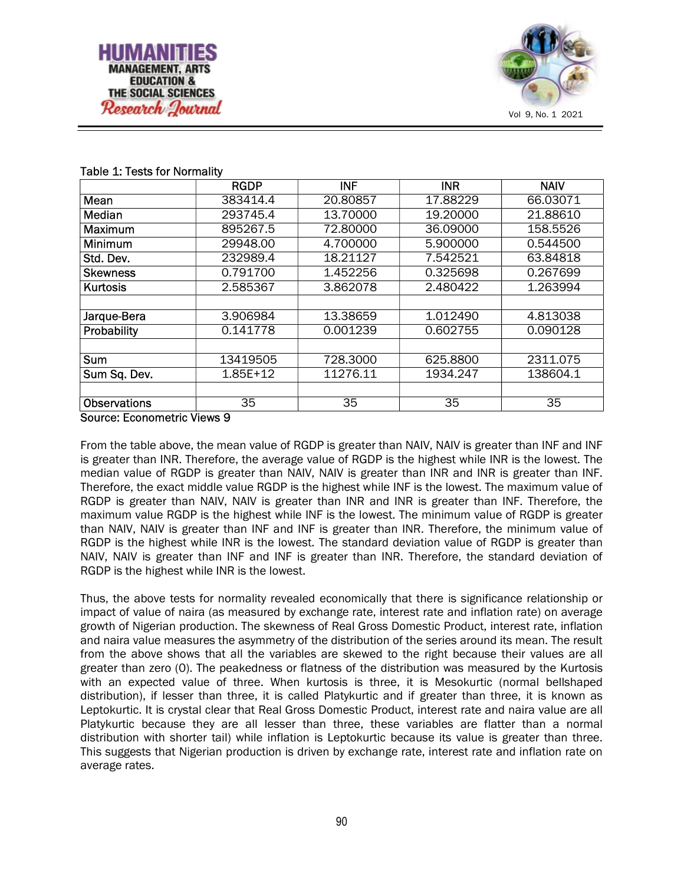Table 1: Tests for Normality

| | RGDP | INF | INR | NAIV |
|---|---|---|---|---|
| Mean | 383414.4 | 20.80857 | 17.88229 | 66.03071 |
| Median | 293745.4 | 13.70000 | 19.20000 | 21.88610 |
| Maximum | 895267.5 | 72.80000 | 36.09000 | 158.5526 |
| Minimum | 29948.00 | 4.700000 | 5.900000 | 0.544500 |
| Std. Dev. | 232989.4 | 18.21127 | 7.542521 | 63.84818 |
| Skewness | 0.791700 | 1.452256 | 0.325698 | 0.267699 |
| Kurtosis | 2.585367 | 3.862078 | 2.480422 | 1.263994 |
| | | | | |
| Jarque-Bera | 3.906984 | 13.38659 | 1.012490 | 4.813038 |
| Probability | 0.141778 | 0.001239 | 0.602755 | 0.090128 |
| | | | | |
| Sum | 13419505 | 728.3000 | 625.8800 | 2311.075 |
| Sum Sq. Dev. | 1.85E+12 | 11276.11 | 1934.247 | 138604.1 |
| | | | | |
| Observations | 35 | 35 | 35 | 35 |

Source: Econometric Views 9

From the table above, the mean value of RGDP is greater than NAIV, NAIV is greater than INF and INF is greater than INR. Therefore, the average value of RGDP is the highest while INR is the lowest. The median value of RGDP is greater than NAIV, NAIV is greater than INR and INR is greater than INF. Therefore, the exact middle value RGDP is the highest while INF is the lowest. The maximum value of RGDP is greater than NAIV, NAIV is greater than INR and INR is greater than INF. Therefore, the maximum value RGDP is the highest while INF is the lowest. The minimum value of RGDP is greater than NAIV, NAIV is greater than INF and INF is greater than INR. Therefore, the minimum value of RGDP is the highest while INR is the lowest. The standard deviation value of RGDP is greater than NAIV, NAIV is greater than INF and INF is greater than INR. Therefore, the standard deviation of RGDP is the highest while INR is the lowest.

Thus, the above tests for normality revealed economically that there is significance relationship or impact of value of naira (as measured by exchange rate, interest rate and inflation rate) on average growth of Nigerian production. The skewness of Real Gross Domestic Product, interest rate, inflation and naira value measures the asymmetry of the distribution of the series around its mean. The result from the above shows that all the variables are skewed to the right because their values are all greater than zero (0). The peakedness or flatness of the distribution was measured by the Kurtosis with an expected value of three. When kurtosis is three, it is Mesokurtic (normal bellshaped distribution), if lesser than three, it is called Platykurtic and if greater than three, it is known as Leptokurtic. It is crystal clear that Real Gross Domestic Product, interest rate and naira value are all Platykurtic because they are all lesser than three, these variables are flatter than a normal distribution with shorter tail) while inflation is Leptokurtic because its value is greater than three. This suggests that Nigerian production is driven by exchange rate, interest rate and inflation rate on average rates.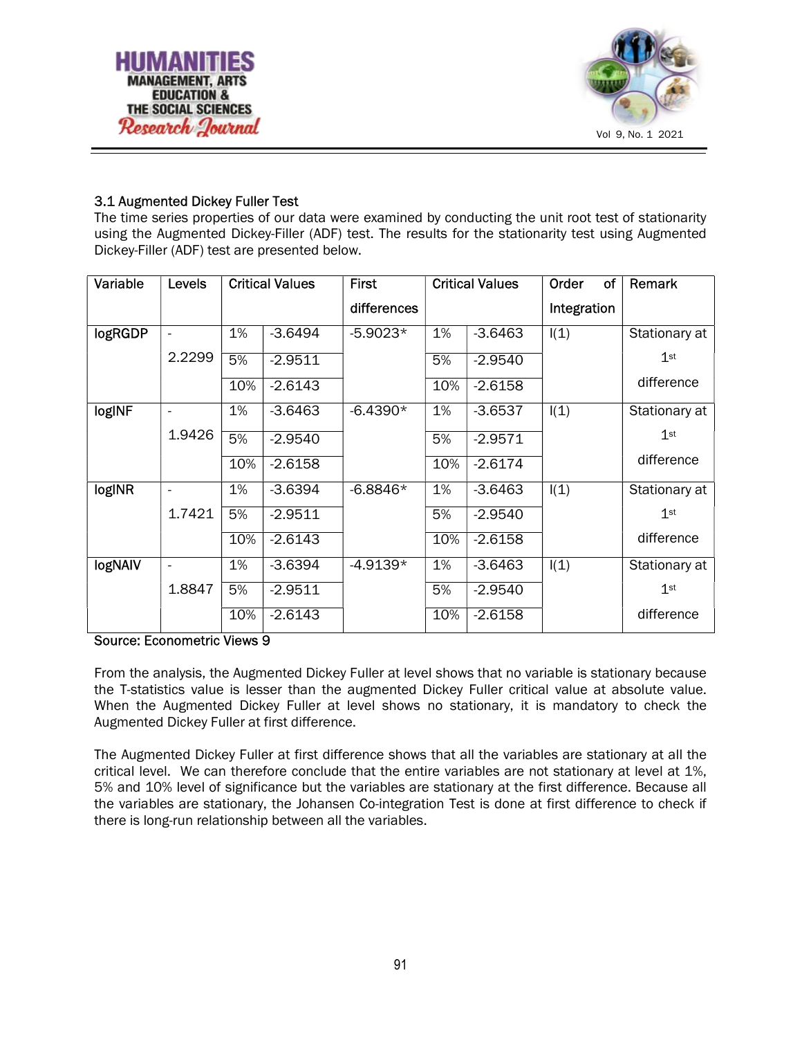### 3.1 Augmented Dickey Fuller Test

The time series properties of our data were examined by conducting the unit root test of stationarity using the Augmented Dickey-Filler (ADF) test. The results for the stationarity test using Augmented Dickey-Filler (ADF) test are presented below.

| Variable | Levels | Critical Values | | First differences | Critical Values | | Order of Integration | Remark |
|---|---|---|---|---|---|---|---|---|
| logRGDP | -2.2299 | 1% | -3.6494 | -5.9023* | 1% | -3.6463 | I(1) | Stationary at 1st difference |
| | | 5% | -2.9511 | | 5% | -2.9540 | | |
| | | 10% | -2.6143 | | 10% | -2.6158 | | |
| logINF | -1.9426 | 1% | -3.6463 | -6.4390* | 1% | -3.6537 | I(1) | Stationary at 1st difference |
| | | 5% | -2.9540 | | 5% | -2.9571 | | |
| | | 10% | -2.6158 | | 10% | -2.6174 | | |
| logINR | -1.7421 | 1% | -3.6394 | -6.8846* | 1% | -3.6463 | I(1) | Stationary at 1st difference |
| | | 5% | -2.9511 | | 5% | -2.9540 | | |
| | | 10% | -2.6143 | | 10% | -2.6158 | | |
| logNAIV | -1.8847 | 1% | -3.6394 | -4.9139* | 1% | -3.6463 | I(1) | Stationary at 1st difference |
| | | 5% | -2.9511 | | 5% | -2.9540 | | |
| | | 10% | -2.6143 | | 10% | -2.6158 | | |

Source: Econometric Views 9

From the analysis, the Augmented Dickey Fuller at level shows that no variable is stationary because the T-statistics value is lesser than the augmented Dickey Fuller critical value at absolute value. When the Augmented Dickey Fuller at level shows no stationary, it is mandatory to check the Augmented Dickey Fuller at first difference.

The Augmented Dickey Fuller at first difference shows that all the variables are stationary at all the critical level. We can therefore conclude that the entire variables are not stationary at level at 1%, 5% and 10% level of significance but the variables are stationary at the first difference. Because all the variables are stationary, the Johansen Co-integration Test is done at first difference to check if there is long-run relationship between all the variables.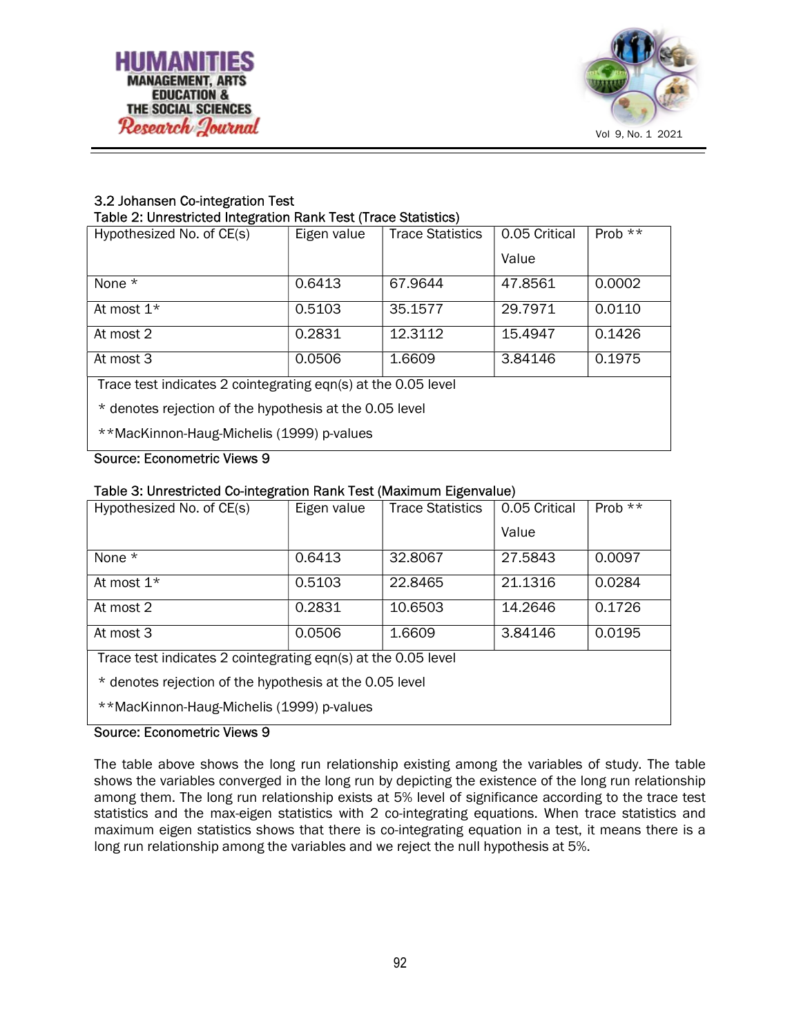### 3.2 Johansen Co-integration Test

Table 2: Unrestricted Integration Rank Test (Trace Statistics)

| Hypothesized No. of CE(s) | Eigen value | Trace Statistics | 0.05 Critical Value | Prob ** |
|---|---|---|---|---|
| None * | 0.6413 | 67.9644 | 47.8561 | 0.0002 |
| At most 1* | 0.5103 | 35.1577 | 29.7971 | 0.0110 |
| At most 2 | 0.2831 | 12.3112 | 15.4947 | 0.1426 |
| At most 3 | 0.0506 | 1.6609 | 3.84146 | 0.1975 |
| Trace test indicates 2 cointegrating eqn(s) at the 0.05 level<br>* denotes rejection of the hypothesis at the 0.05 level<br>**MacKinnon-Haug-Michelis (1999) p-values | | | | |

Source: Econometric Views 9

Table 3: Unrestricted Co-integration Rank Test (Maximum Eigenvalue)

| Hypothesized No. of CE(s) | Eigen value | Trace Statistics | 0.05 Critical Value | Prob ** |
|---|---|---|---|---|
| None * | 0.6413 | 32.8067 | 27.5843 | 0.0097 |
| At most 1* | 0.5103 | 22.8465 | 21.1316 | 0.0284 |
| At most 2 | 0.2831 | 10.6503 | 14.2646 | 0.1726 |
| At most 3 | 0.0506 | 1.6609 | 3.84146 | 0.0195 |
| Trace test indicates 2 cointegrating eqn(s) at the 0.05 level<br>* denotes rejection of the hypothesis at the 0.05 level<br>**MacKinnon-Haug-Michelis (1999) p-values | | | | |

Source: Econometric Views 9

The table above shows the long run relationship existing among the variables of study. The table shows the variables converged in the long run by depicting the existence of the long run relationship among them. The long run relationship exists at 5% level of significance according to the trace test statistics and the max-eigen statistics with 2 co-integrating equations. When trace statistics and maximum eigen statistics shows that there is co-integrating equation in a test, it means there is a long run relationship among the variables and we reject the null hypothesis at 5%.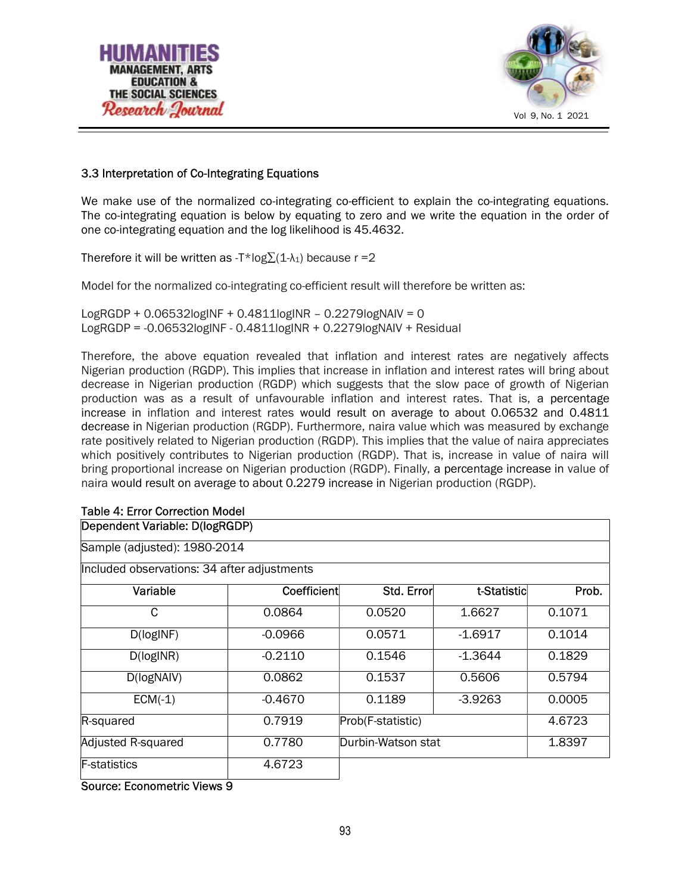### 3.3 Interpretation of Co-Integrating Equations

We make use of the normalized co-integrating co-efficient to explain the co-integrating equations. The co-integrating equation is below by equating to zero and we write the equation in the order of one co-integrating equation and the log likelihood is 45.4632.

Therefore it will be written as $-T*\log\sum(1-\lambda_1)$ because r =2

Model for the normalized co-integrating co-efficient result will therefore be written as:

LogRGDP + 0.06532logINF + 0.4811logINR – 0.2279logNAIV = 0
LogRGDP = -0.06532logINF - 0.4811logINR + 0.2279logNAIV + Residual

Therefore, the above equation revealed that inflation and interest rates are negatively affects Nigerian production (RGDP). This implies that increase in inflation and interest rates will bring about decrease in Nigerian production (RGDP) which suggests that the slow pace of growth of Nigerian production was as a result of unfavourable inflation and interest rates. That is, a percentage increase in inflation and interest rates would result on average to about 0.06532 and 0.4811 decrease in Nigerian production (RGDP). Furthermore, naira value which was measured by exchange rate positively related to Nigerian production (RGDP). This implies that the value of naira appreciates which positively contributes to Nigerian production (RGDP). That is, increase in value of naira will bring proportional increase on Nigerian production (RGDP). Finally, a percentage increase in value of naira would result on average to about 0.2279 increase in Nigerian production (RGDP).

**Table 4: Error Correction Model**

| Dependent Variable: D(logRGDP) | | | | |
|---|---|---|---|---|
| Sample (adjusted): 1980-2014 | | | | |
| Included observations: 34 after adjustments | | | | |
| Variable | Coefficient | Std. Error | t-Statistic | Prob. |
| C | 0.0864 | 0.0520 | 1.6627 | 0.1071 |
| D(logINF) | -0.0966 | 0.0571 | -1.6917 | 0.1014 |
| D(logINR) | -0.2110 | 0.1546 | -1.3644 | 0.1829 |
| D(logNAIV) | 0.0862 | 0.1537 | 0.5606 | 0.5794 |
| ECM(-1) | -0.4670 | 0.1189 | -3.9263 | 0.0005 |
| R-squared | 0.7919 | Prob(F-statistic) | | 4.6723 |
| Adjusted R-squared | 0.7780 | Durbin-Watson stat | | 1.8397 |
| F-statistics | 4.6723 | | | |

Source: Econometric Views 9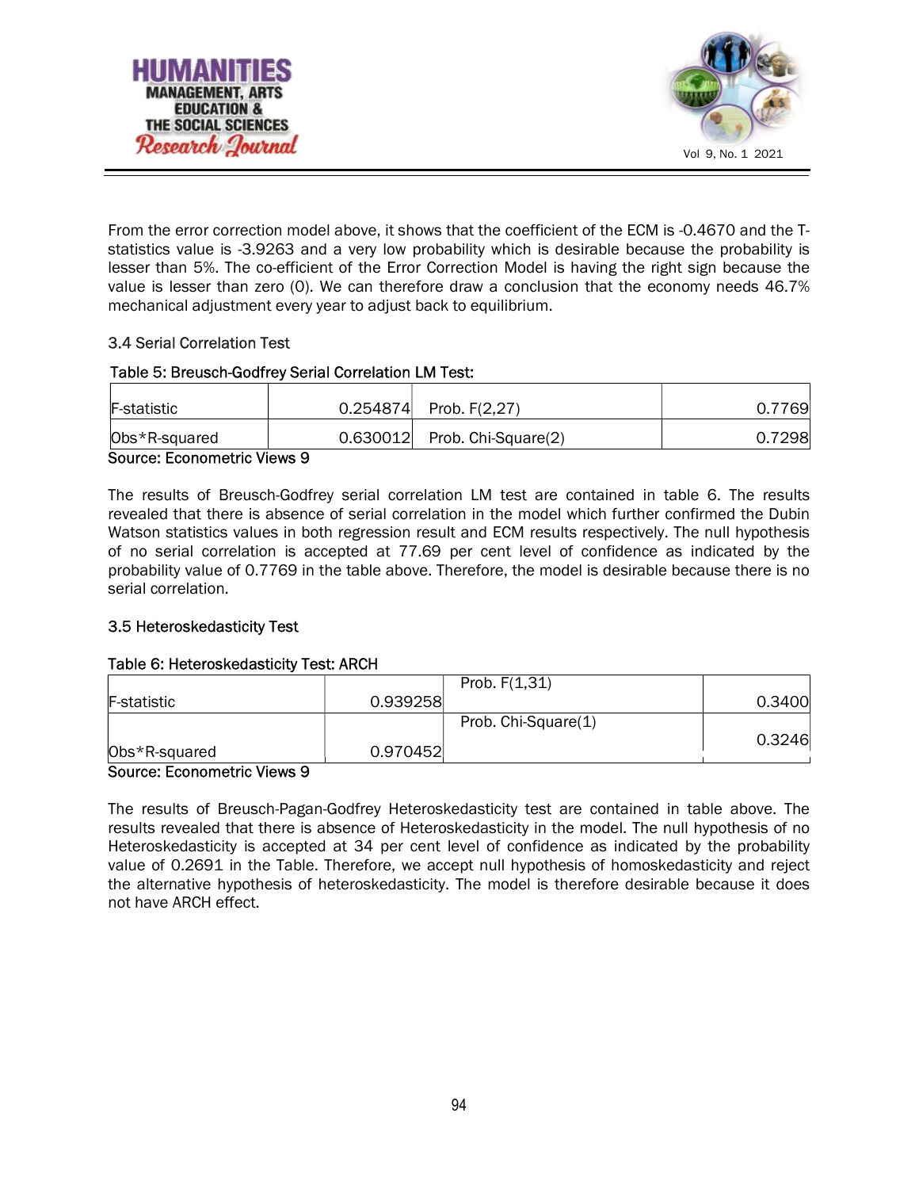From the error correction model above, it shows that the coefficient of the ECM is -0.4670 and the T-statistics value is -3.9263 and a very low probability which is desirable because the probability is lesser than 5%. The co-efficient of the Error Correction Model is having the right sign because the value is lesser than zero (0). We can therefore draw a conclusion that the economy needs 46.7% mechanical adjustment every year to adjust back to equilibrium.

### 3.4 Serial Correlation Test

Table 5: Breusch-Godfrey Serial Correlation LM Test:

| | | | |
|---|---|---|---|
| F-statistic | 0.254874 | Prob. F(2,27) | 0.7769 |
| Obs*R-squared | 0.630012 | Prob. Chi-Square(2) | 0.7298 |

Source: Econometric Views 9

The results of Breusch-Godfrey serial correlation LM test are contained in table 6. The results revealed that there is absence of serial correlation in the model which further confirmed the Dubin Watson statistics values in both regression result and ECM results respectively. The null hypothesis of no serial correlation is accepted at 77.69 per cent level of confidence as indicated by the probability value of 0.7769 in the table above. Therefore, the model is desirable because there is no serial correlation.

### 3.5 Heteroskedasticity Test

Table 6: Heteroskedasticity Test: ARCH

| | | | |
|---|---|---|---|
| F-statistic | 0.939258 | Prob. F(1,31) | 0.3400 |
| Obs*R-squared | 0.970452 | Prob. Chi-Square(1) | 0.3246 |

Source: Econometric Views 9

The results of Breusch-Pagan-Godfrey Heteroskedasticity test are contained in table above. The results revealed that there is absence of Heteroskedasticity in the model. The null hypothesis of no Heteroskedasticity is accepted at 34 per cent level of confidence as indicated by the probability value of 0.2691 in the Table. Therefore, we accept null hypothesis of homoskedasticity and reject the alternative hypothesis of heteroskedasticity. The model is therefore desirable because it does not have ARCH effect.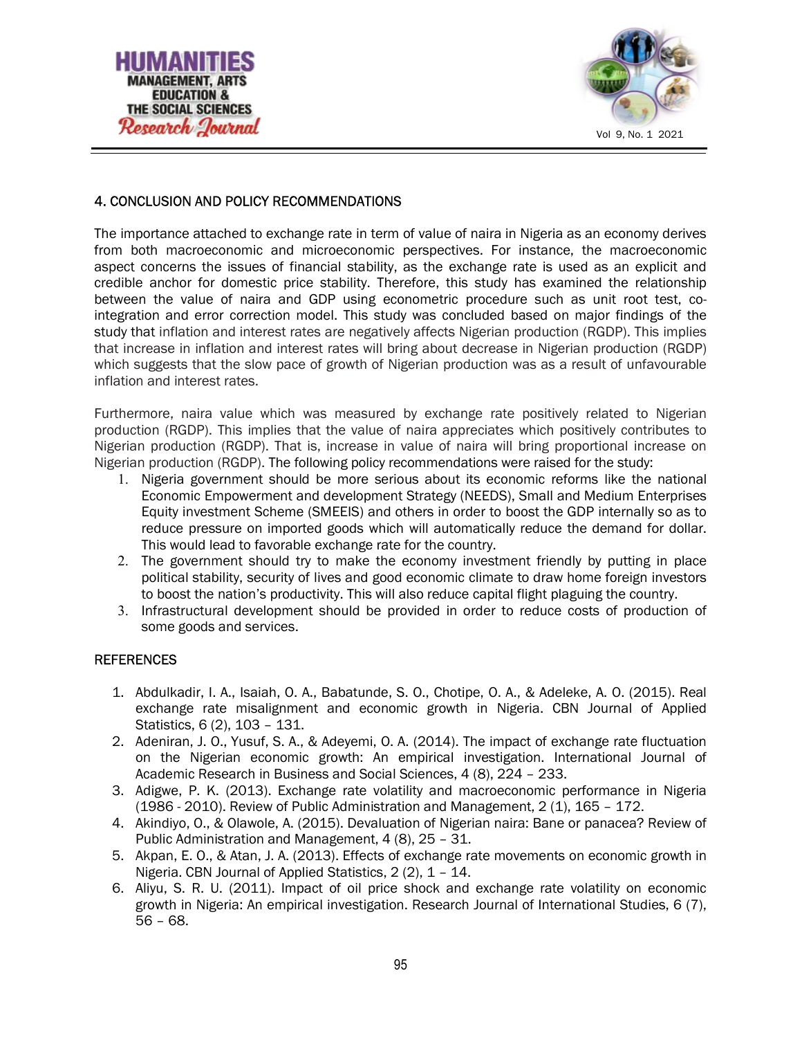## 4. CONCLUSION AND POLICY RECOMMENDATIONS

The importance attached to exchange rate in term of value of naira in Nigeria as an economy derives from both macroeconomic and microeconomic perspectives. For instance, the macroeconomic aspect concerns the issues of financial stability, as the exchange rate is used as an explicit and credible anchor for domestic price stability. Therefore, this study has examined the relationship between the value of naira and GDP using econometric procedure such as unit root test, co-integration and error correction model. This study was concluded based on major findings of the study that inflation and interest rates are negatively affects Nigerian production (RGDP). This implies that increase in inflation and interest rates will bring about decrease in Nigerian production (RGDP) which suggests that the slow pace of growth of Nigerian production was as a result of unfavourable inflation and interest rates.

Furthermore, naira value which was measured by exchange rate positively related to Nigerian production (RGDP). This implies that the value of naira appreciates which positively contributes to Nigerian production (RGDP). That is, increase in value of naira will bring proportional increase on Nigerian production (RGDP). The following policy recommendations were raised for the study:

1. Nigeria government should be more serious about its economic reforms like the national Economic Empowerment and development Strategy (NEEDS), Small and Medium Enterprises Equity investment Scheme (SMEEIS) and others in order to boost the GDP internally so as to reduce pressure on imported goods which will automatically reduce the demand for dollar. This would lead to favorable exchange rate for the country.
2. The government should try to make the economy investment friendly by putting in place political stability, security of lives and good economic climate to draw home foreign investors to boost the nation's productivity. This will also reduce capital flight plaguing the country.
3. Infrastructural development should be provided in order to reduce costs of production of some goods and services.

## REFERENCES

1. Abdulkadir, I. A., Isaiah, O. A., Babatunde, S. O., Chotipe, O. A., & Adeleke, A. O. (2015). Real exchange rate misalignment and economic growth in Nigeria. CBN Journal of Applied Statistics, 6 (2), 103 – 131.
2. Adeniran, J. O., Yusuf, S. A., & Adeyemi, O. A. (2014). The impact of exchange rate fluctuation on the Nigerian economic growth: An empirical investigation. International Journal of Academic Research in Business and Social Sciences, 4 (8), 224 – 233.
3. Adigwe, P. K. (2013). Exchange rate volatility and macroeconomic performance in Nigeria (1986 - 2010). Review of Public Administration and Management, 2 (1), 165 – 172.
4. Akindiyo, O., & Olawole, A. (2015). Devaluation of Nigerian naira: Bane or panacea? Review of Public Administration and Management, 4 (8), 25 – 31.
5. Akpan, E. O., & Atan, J. A. (2013). Effects of exchange rate movements on economic growth in Nigeria. CBN Journal of Applied Statistics, 2 (2), 1 – 14.
6. Aliyu, S. R. U. (2011). Impact of oil price shock and exchange rate volatility on economic growth in Nigeria: An empirical investigation. Research Journal of International Studies, 6 (7), 56 – 68.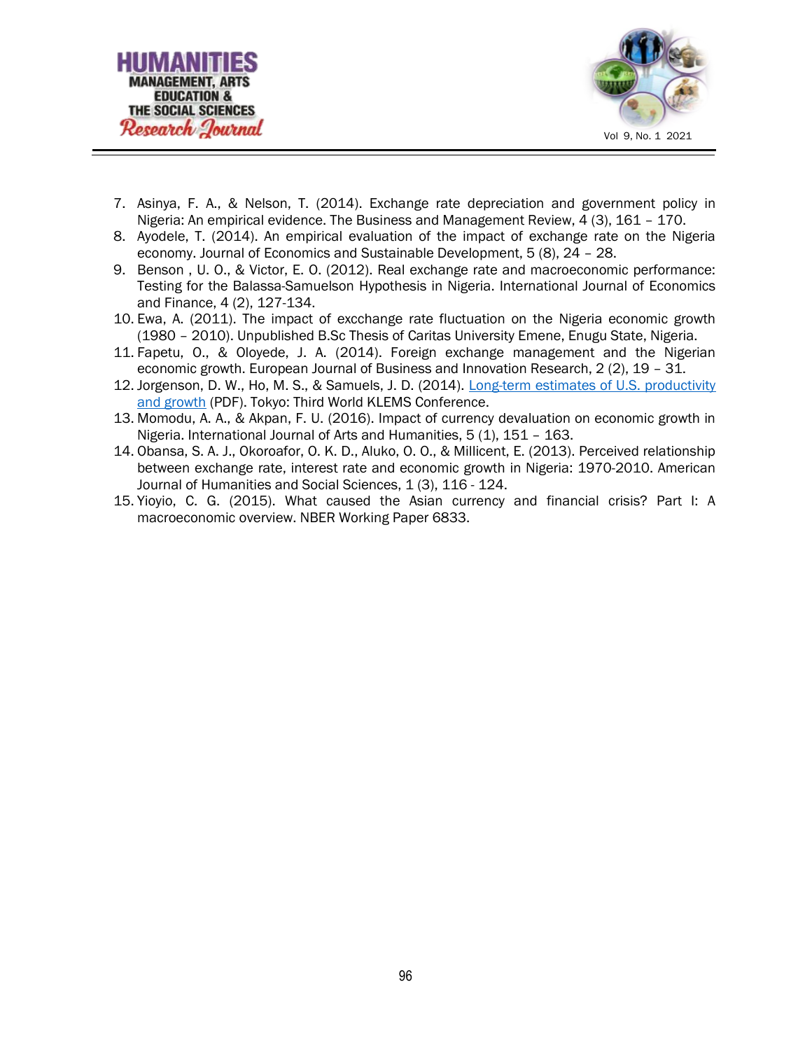7. Asinya, F. A., & Nelson, T. (2014). Exchange rate depreciation and government policy in Nigeria: An empirical evidence. The Business and Management Review, 4 (3), 161 – 170.
8. Ayodele, T. (2014). An empirical evaluation of the impact of exchange rate on the Nigeria economy. Journal of Economics and Sustainable Development, 5 (8), 24 – 28.
9. Benson , U. O., & Victor, E. O. (2012). Real exchange rate and macroeconomic performance: Testing for the Balassa-Samuelson Hypothesis in Nigeria. International Journal of Economics and Finance, 4 (2), 127-134.
10. Ewa, A. (2011). The impact of excchange rate fluctuation on the Nigeria economic growth (1980 – 2010). Unpublished B.Sc Thesis of Caritas University Emene, Enugu State, Nigeria.
11. Fapetu, O., & Oloyede, J. A. (2014). Foreign exchange management and the Nigerian economic growth. European Journal of Business and Innovation Research, 2 (2), 19 – 31.
12. Jorgenson, D. W., Ho, M. S., & Samuels, J. D. (2014). Long-term estimates of U.S. productivity and growth (PDF). Tokyo: Third World KLEMS Conference.
13. Momodu, A. A., & Akpan, F. U. (2016). Impact of currency devaluation on economic growth in Nigeria. International Journal of Arts and Humanities, 5 (1), 151 – 163.
14. Obansa, S. A. J., Okoroafor, O. K. D., Aluko, O. O., & Millicent, E. (2013). Perceived relationship between exchange rate, interest rate and economic growth in Nigeria: 1970-2010. American Journal of Humanities and Social Sciences, 1 (3), 116 - 124.
15. Yioyio, C. G. (2015). What caused the Asian currency and financial crisis? Part I: A macroeconomic overview. NBER Working Paper 6833.